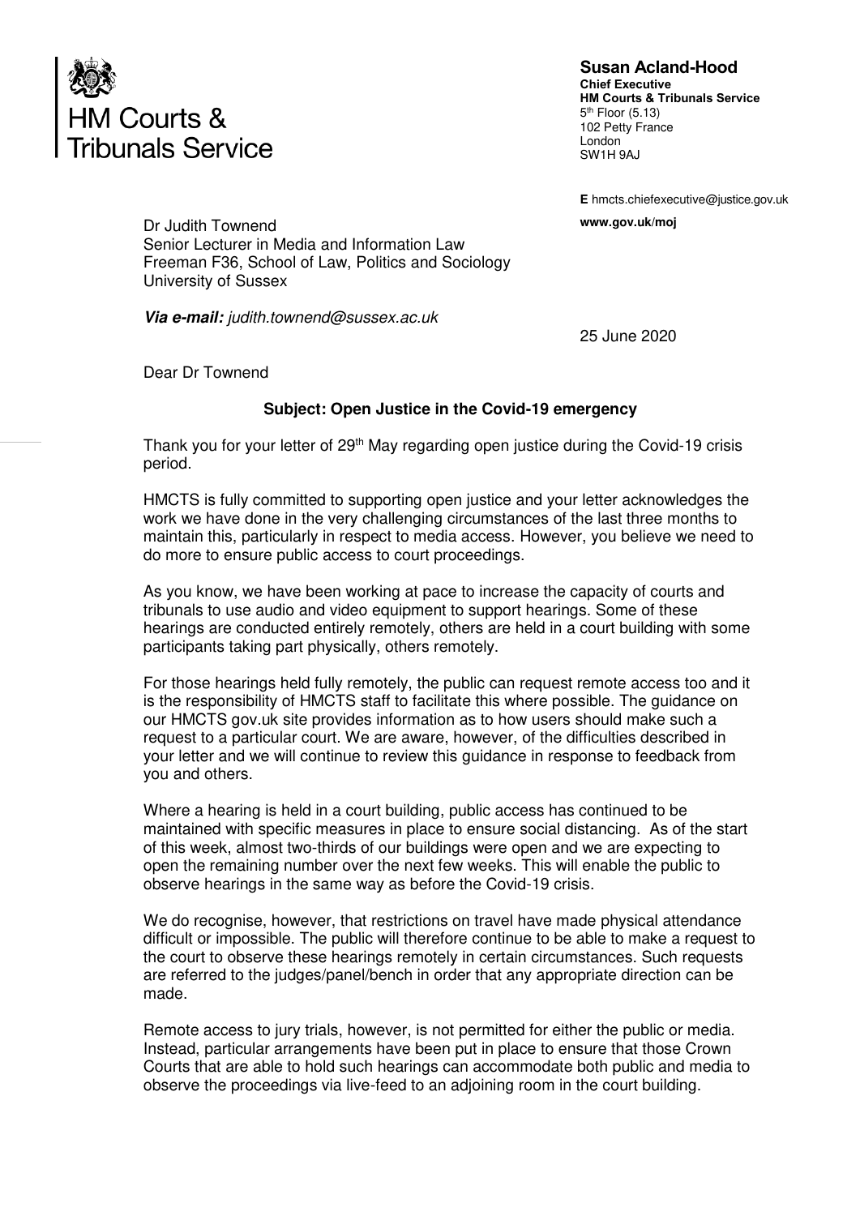HM Courts & Tribunals Service

**Susan Acland-Hood**
**Chief Executive**
**HM Courts & Tribunals Service**
5th Floor (5.13)
102 Petty France
London
SW1H 9AJ

**E** hmcts.chiefexecutive@justice.gov.uk

**www.gov.uk/moj**

Dr Judith Townend
Senior Lecturer in Media and Information Law
Freeman F36, School of Law, Politics and Sociology
University of Sussex

***Via e-mail:*** *judith.townend@sussex.ac.uk*

25 June 2020

Dear Dr Townend

**Subject: Open Justice in the Covid-19 emergency**

Thank you for your letter of 29th May regarding open justice during the Covid-19 crisis period.

HMCTS is fully committed to supporting open justice and your letter acknowledges the work we have done in the very challenging circumstances of the last three months to maintain this, particularly in respect to media access. However, you believe we need to do more to ensure public access to court proceedings.

As you know, we have been working at pace to increase the capacity of courts and tribunals to use audio and video equipment to support hearings. Some of these hearings are conducted entirely remotely, others are held in a court building with some participants taking part physically, others remotely.

For those hearings held fully remotely, the public can request remote access too and it is the responsibility of HMCTS staff to facilitate this where possible. The guidance on our HMCTS gov.uk site provides information as to how users should make such a request to a particular court. We are aware, however, of the difficulties described in your letter and we will continue to review this guidance in response to feedback from you and others.

Where a hearing is held in a court building, public access has continued to be maintained with specific measures in place to ensure social distancing. As of the start of this week, almost two-thirds of our buildings were open and we are expecting to open the remaining number over the next few weeks. This will enable the public to observe hearings in the same way as before the Covid-19 crisis.

We do recognise, however, that restrictions on travel have made physical attendance difficult or impossible. The public will therefore continue to be able to make a request to the court to observe these hearings remotely in certain circumstances. Such requests are referred to the judges/panel/bench in order that any appropriate direction can be made.

Remote access to jury trials, however, is not permitted for either the public or media. Instead, particular arrangements have been put in place to ensure that those Crown Courts that are able to hold such hearings can accommodate both public and media to observe the proceedings via live-feed to an adjoining room in the court building.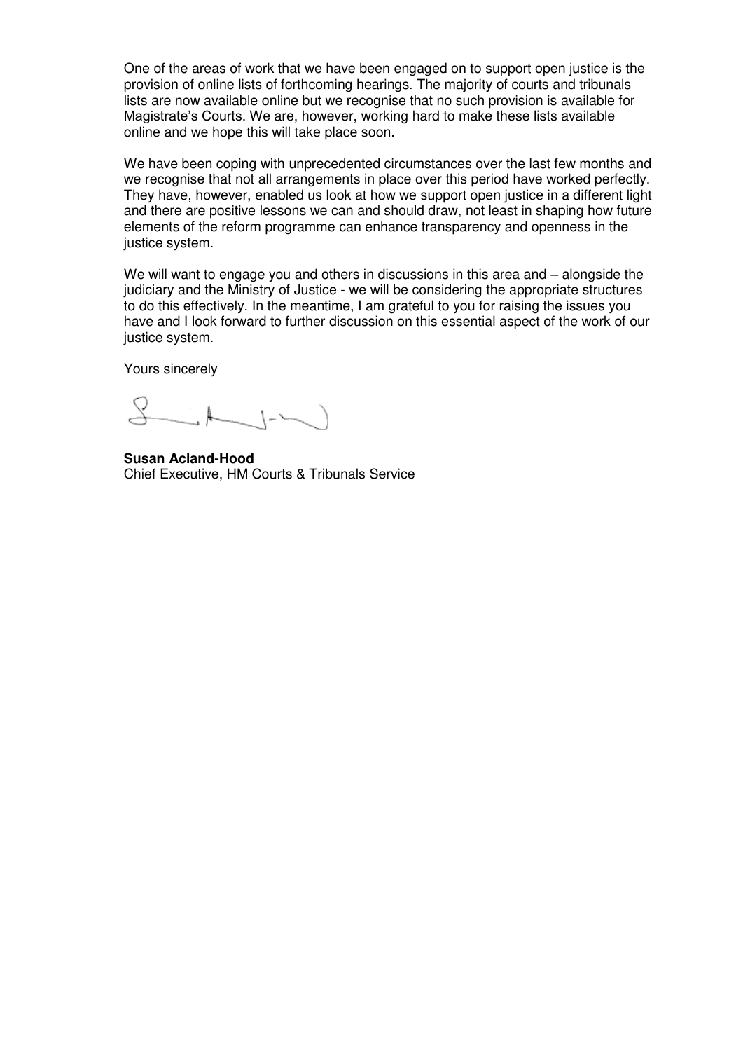One of the areas of work that we have been engaged on to support open justice is the provision of online lists of forthcoming hearings. The majority of courts and tribunals lists are now available online but we recognise that no such provision is available for Magistrate's Courts. We are, however, working hard to make these lists available online and we hope this will take place soon.

We have been coping with unprecedented circumstances over the last few months and we recognise that not all arrangements in place over this period have worked perfectly. They have, however, enabled us look at how we support open justice in a different light and there are positive lessons we can and should draw, not least in shaping how future elements of the reform programme can enhance transparency and openness in the justice system.

We will want to engage you and others in discussions in this area and – alongside the judiciary and the Ministry of Justice - we will be considering the appropriate structures to do this effectively. In the meantime, I am grateful to you for raising the issues you have and I look forward to further discussion on this essential aspect of the work of our justice system.

Yours sincerely

**Susan Acland-Hood**
Chief Executive, HM Courts & Tribunals Service